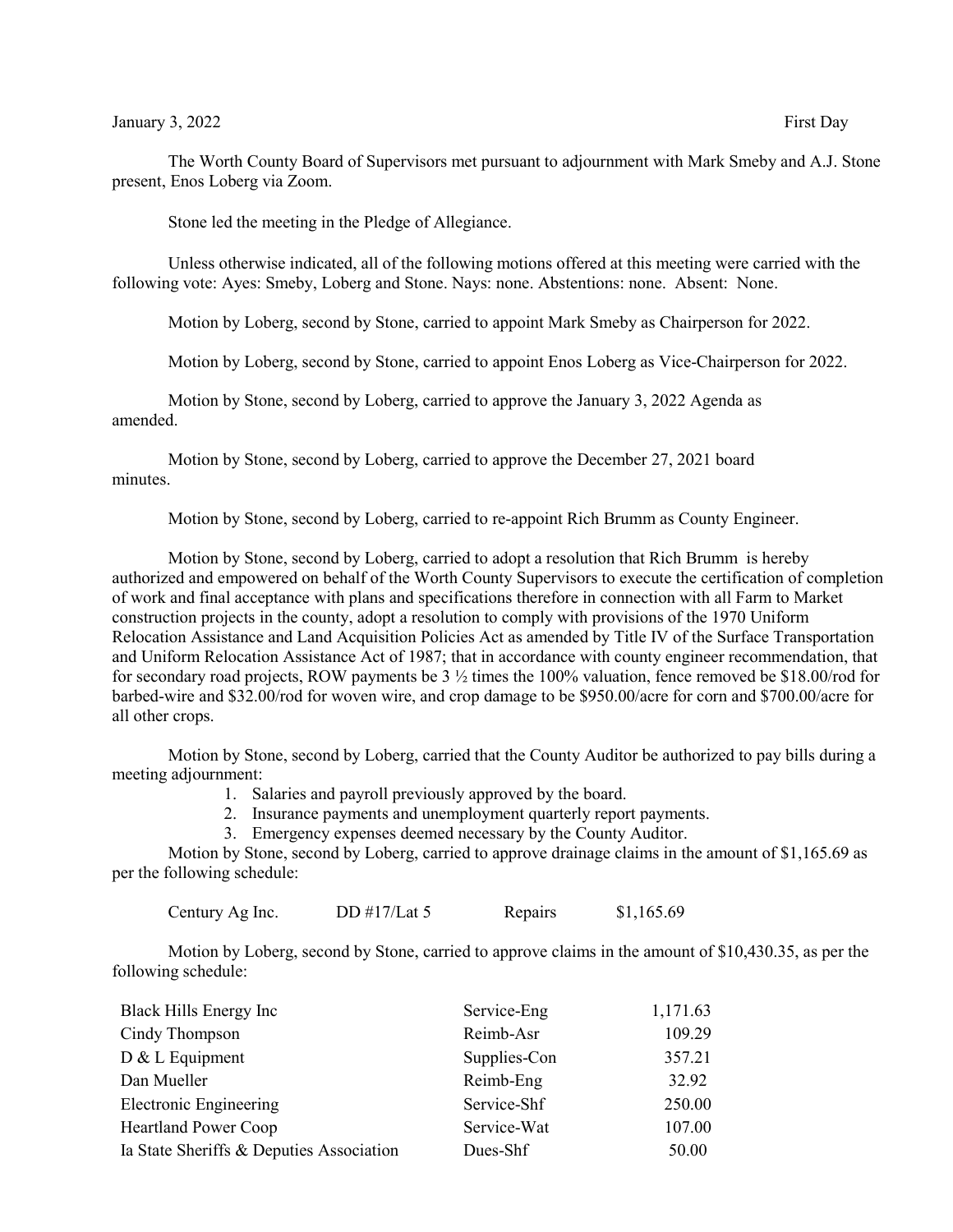January 3, 2022 First Day

The Worth County Board of Supervisors met pursuant to adjournment with Mark Smeby and A.J. Stone present, Enos Loberg via Zoom.

Stone led the meeting in the Pledge of Allegiance.

Unless otherwise indicated, all of the following motions offered at this meeting were carried with the following vote: Ayes: Smeby, Loberg and Stone. Nays: none. Abstentions: none. Absent: None.

Motion by Loberg, second by Stone, carried to appoint Mark Smeby as Chairperson for 2022.

Motion by Loberg, second by Stone, carried to appoint Enos Loberg as Vice-Chairperson for 2022.

Motion by Stone, second by Loberg, carried to approve the January 3, 2022 Agenda as amended.

Motion by Stone, second by Loberg, carried to approve the December 27, 2021 board minutes.

Motion by Stone, second by Loberg, carried to re-appoint Rich Brumm as County Engineer.

Motion by Stone, second by Loberg, carried to adopt a resolution that Rich Brumm is hereby authorized and empowered on behalf of the Worth County Supervisors to execute the certification of completion of work and final acceptance with plans and specifications therefore in connection with all Farm to Market construction projects in the county, adopt a resolution to comply with provisions of the 1970 Uniform Relocation Assistance and Land Acquisition Policies Act as amended by Title IV of the Surface Transportation and Uniform Relocation Assistance Act of 1987; that in accordance with county engineer recommendation, that for secondary road projects, ROW payments be 3 ½ times the 100% valuation, fence removed be $18.00/rod for barbed-wire and $32.00/rod for woven wire, and crop damage to be $950.00/acre for corn and $700.00/acre for all other crops.

Motion by Stone, second by Loberg, carried that the County Auditor be authorized to pay bills during a meeting adjournment:

1. Salaries and payroll previously approved by the board.
2. Insurance payments and unemployment quarterly report payments.
3. Emergency expenses deemed necessary by the County Auditor.

Motion by Stone, second by Loberg, carried to approve drainage claims in the amount of $1,165.69 as per the following schedule:

| | | | |
|---|---|---|---|
| Century Ag Inc. | DD #17/Lat 5 | Repairs | $1,165.69 |

Motion by Loberg, second by Stone, carried to approve claims in the amount of $10,430.35, as per the following schedule:

| | | |
|---|---|---|
| Black Hills Energy Inc | Service-Eng | 1,171.63 |
| Cindy Thompson | Reimb-Asr | 109.29 |
| D & L Equipment | Supplies-Con | 357.21 |
| Dan Mueller | Reimb-Eng | 32.92 |
| Electronic Engineering | Service-Shf | 250.00 |
| Heartland Power Coop | Service-Wat | 107.00 |
| Ia State Sheriffs & Deputies Association | Dues-Shf | 50.00 |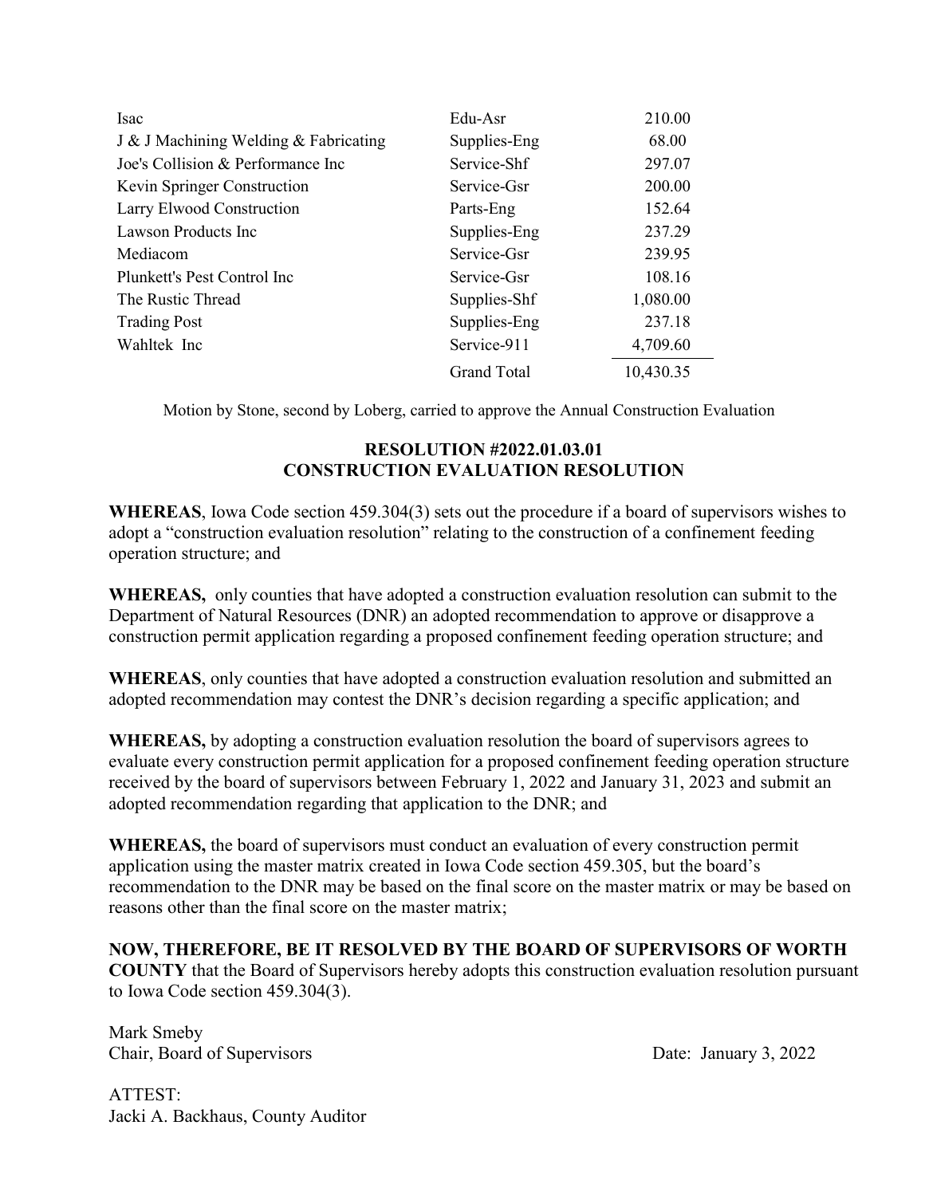| | | |
|---|---|---|
| Isac | Edu-Asr | 210.00 |
| J & J Machining Welding & Fabricating | Supplies-Eng | 68.00 |
| Joe's Collision & Performance Inc | Service-Shf | 297.07 |
| Kevin Springer Construction | Service-Gsr | 200.00 |
| Larry Elwood Construction | Parts-Eng | 152.64 |
| Lawson Products Inc | Supplies-Eng | 237.29 |
| Mediacom | Service-Gsr | 239.95 |
| Plunkett's Pest Control Inc | Service-Gsr | 108.16 |
| The Rustic Thread | Supplies-Shf | 1,080.00 |
| Trading Post | Supplies-Eng | 237.18 |
| Wahltek Inc | Service-911 | 4,709.60 |
| | Grand Total | 10,430.35 |

Motion by Stone, second by Loberg, carried to approve the Annual Construction Evaluation

**RESOLUTION #2022.01.03.01**
**CONSTRUCTION EVALUATION RESOLUTION**

**WHEREAS**, Iowa Code section 459.304(3) sets out the procedure if a board of supervisors wishes to adopt a "construction evaluation resolution" relating to the construction of a confinement feeding operation structure; and

**WHEREAS,** only counties that have adopted a construction evaluation resolution can submit to the Department of Natural Resources (DNR) an adopted recommendation to approve or disapprove a construction permit application regarding a proposed confinement feeding operation structure; and

**WHEREAS**, only counties that have adopted a construction evaluation resolution and submitted an adopted recommendation may contest the DNR's decision regarding a specific application; and

**WHEREAS,** by adopting a construction evaluation resolution the board of supervisors agrees to evaluate every construction permit application for a proposed confinement feeding operation structure received by the board of supervisors between February 1, 2022 and January 31, 2023 and submit an adopted recommendation regarding that application to the DNR; and

**WHEREAS,** the board of supervisors must conduct an evaluation of every construction permit application using the master matrix created in Iowa Code section 459.305, but the board's recommendation to the DNR may be based on the final score on the master matrix or may be based on reasons other than the final score on the master matrix;

**NOW, THEREFORE, BE IT RESOLVED BY THE BOARD OF SUPERVISORS OF WORTH COUNTY** that the Board of Supervisors hereby adopts this construction evaluation resolution pursuant to Iowa Code section 459.304(3).

Mark Smeby
Chair, Board of Supervisors

Date: January 3, 2022

ATTEST:
Jacki A. Backhaus, County Auditor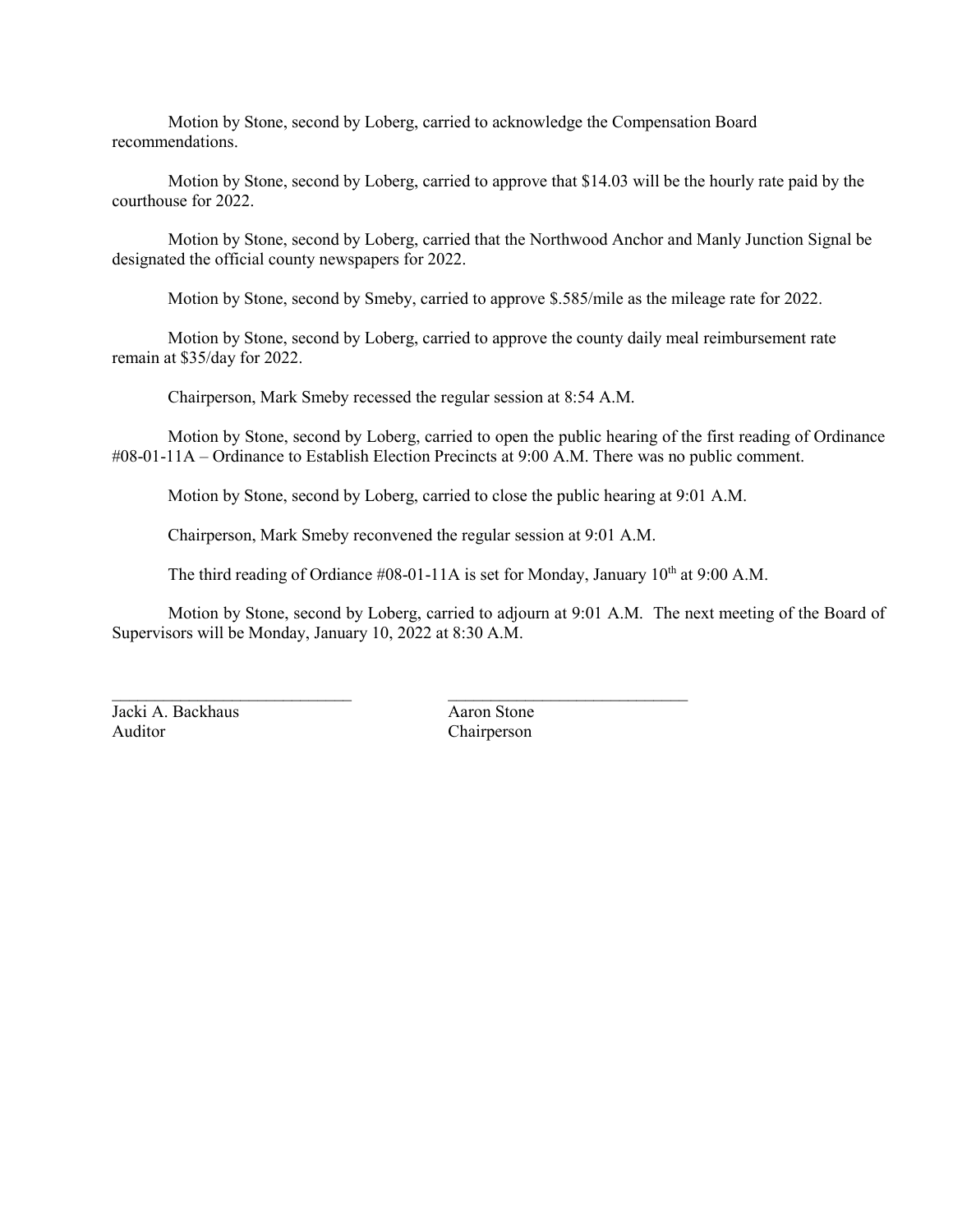Motion by Stone, second by Loberg, carried to acknowledge the Compensation Board recommendations.

Motion by Stone, second by Loberg, carried to approve that $14.03 will be the hourly rate paid by the courthouse for 2022.

Motion by Stone, second by Loberg, carried that the Northwood Anchor and Manly Junction Signal be designated the official county newspapers for 2022.

Motion by Stone, second by Smeby, carried to approve $.585/mile as the mileage rate for 2022.

Motion by Stone, second by Loberg, carried to approve the county daily meal reimbursement rate remain at $35/day for 2022.

Chairperson, Mark Smeby recessed the regular session at 8:54 A.M.

Motion by Stone, second by Loberg, carried to open the public hearing of the first reading of Ordinance #08-01-11A – Ordinance to Establish Election Precincts at 9:00 A.M. There was no public comment.

Motion by Stone, second by Loberg, carried to close the public hearing at 9:01 A.M.

Chairperson, Mark Smeby reconvened the regular session at 9:01 A.M.

The third reading of Ordiance #08-01-11A is set for Monday, January 10th at 9:00 A.M.

Motion by Stone, second by Loberg, carried to adjourn at 9:01 A.M. The next meeting of the Board of Supervisors will be Monday, January 10, 2022 at 8:30 A.M.

\_\_\_\_\_\_\_\_\_\_\_\_\_\_\_\_\_\_\_\_\_\_\_\_\_\_\_\_\_\_ \_\_\_\_\_\_\_\_\_\_\_\_\_\_\_\_\_\_\_\_\_\_\_\_\_\_\_\_\_\_

Jacki A. Backhaus
Auditor

Aaron Stone
Chairperson